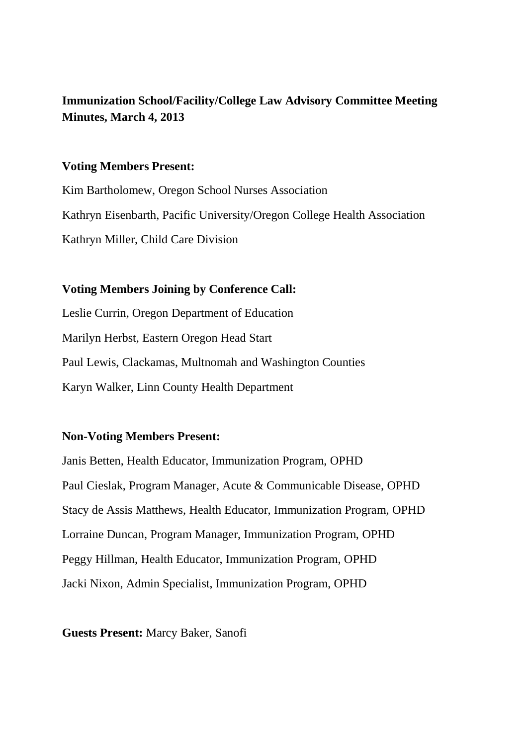**Immunization School/Facility/College Law Advisory Committee Meeting Minutes, March 4, 2013**

**Voting Members Present:**

Kim Bartholomew, Oregon School Nurses Association

Kathryn Eisenbarth, Pacific University/Oregon College Health Association

Kathryn Miller, Child Care Division

**Voting Members Joining by Conference Call:**

Leslie Currin, Oregon Department of Education

Marilyn Herbst, Eastern Oregon Head Start

Paul Lewis, Clackamas, Multnomah and Washington Counties

Karyn Walker, Linn County Health Department

**Non-Voting Members Present:**

Janis Betten, Health Educator, Immunization Program, OPHD

Paul Cieslak, Program Manager, Acute & Communicable Disease, OPHD

Stacy de Assis Matthews, Health Educator, Immunization Program, OPHD

Lorraine Duncan, Program Manager, Immunization Program, OPHD

Peggy Hillman, Health Educator, Immunization Program, OPHD

Jacki Nixon, Admin Specialist, Immunization Program, OPHD

**Guests Present:** Marcy Baker, Sanofi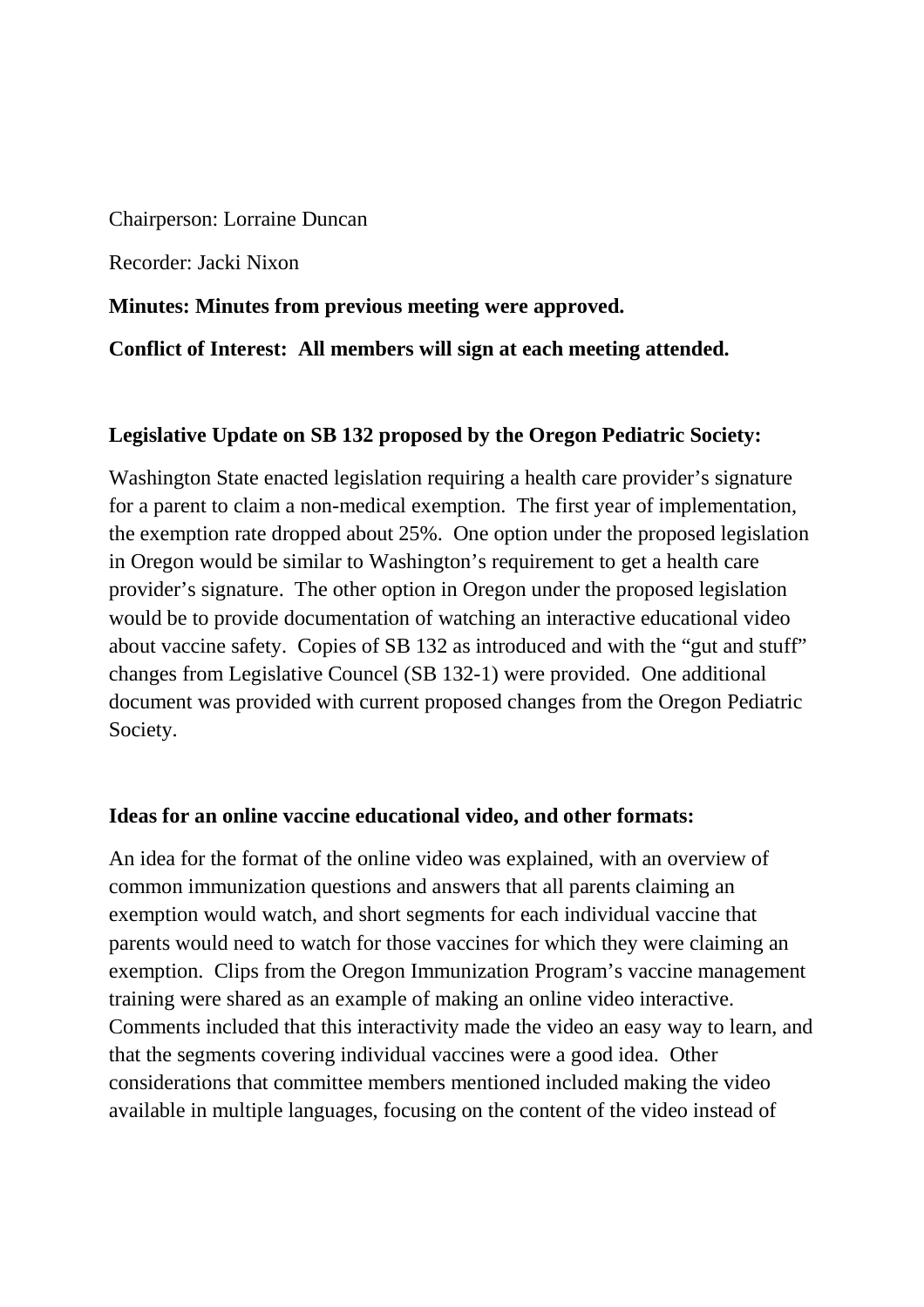Chairperson: Lorraine Duncan

Recorder: Jacki Nixon

**Minutes: Minutes from previous meeting were approved.**

**Conflict of Interest: All members will sign at each meeting attended.**

**Legislative Update on SB 132 proposed by the Oregon Pediatric Society:**

Washington State enacted legislation requiring a health care provider's signature for a parent to claim a non-medical exemption. The first year of implementation, the exemption rate dropped about 25%. One option under the proposed legislation in Oregon would be similar to Washington's requirement to get a health care provider's signature. The other option in Oregon under the proposed legislation would be to provide documentation of watching an interactive educational video about vaccine safety. Copies of SB 132 as introduced and with the "gut and stuff" changes from Legislative Councel (SB 132-1) were provided. One additional document was provided with current proposed changes from the Oregon Pediatric Society.

**Ideas for an online vaccine educational video, and other formats:**

An idea for the format of the online video was explained, with an overview of common immunization questions and answers that all parents claiming an exemption would watch, and short segments for each individual vaccine that parents would need to watch for those vaccines for which they were claiming an exemption. Clips from the Oregon Immunization Program's vaccine management training were shared as an example of making an online video interactive. Comments included that this interactivity made the video an easy way to learn, and that the segments covering individual vaccines were a good idea. Other considerations that committee members mentioned included making the video available in multiple languages, focusing on the content of the video instead of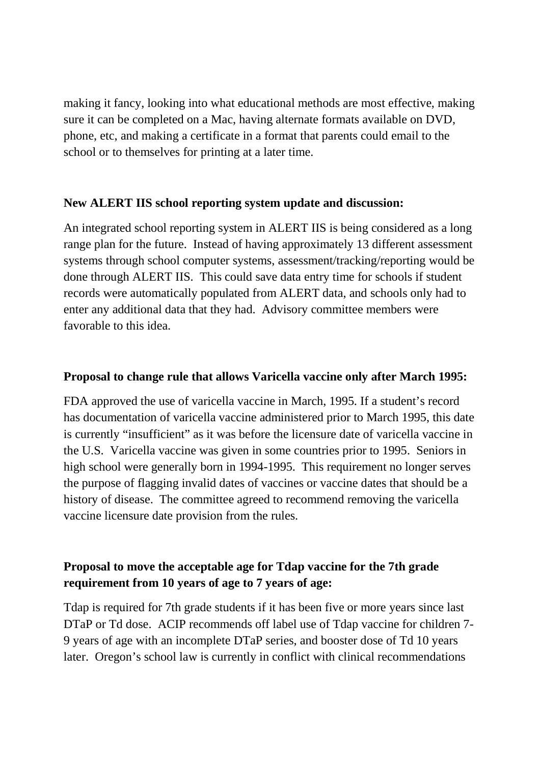making it fancy, looking into what educational methods are most effective, making sure it can be completed on a Mac, having alternate formats available on DVD, phone, etc, and making a certificate in a format that parents could email to the school or to themselves for printing at a later time.

**New ALERT IIS school reporting system update and discussion:**

An integrated school reporting system in ALERT IIS is being considered as a long range plan for the future. Instead of having approximately 13 different assessment systems through school computer systems, assessment/tracking/reporting would be done through ALERT IIS. This could save data entry time for schools if student records were automatically populated from ALERT data, and schools only had to enter any additional data that they had. Advisory committee members were favorable to this idea.

**Proposal to change rule that allows Varicella vaccine only after March 1995:**

FDA approved the use of varicella vaccine in March, 1995. If a student's record has documentation of varicella vaccine administered prior to March 1995, this date is currently "insufficient" as it was before the licensure date of varicella vaccine in the U.S. Varicella vaccine was given in some countries prior to 1995. Seniors in high school were generally born in 1994-1995. This requirement no longer serves the purpose of flagging invalid dates of vaccines or vaccine dates that should be a history of disease. The committee agreed to recommend removing the varicella vaccine licensure date provision from the rules.

**Proposal to move the acceptable age for Tdap vaccine for the 7th grade requirement from 10 years of age to 7 years of age:**

Tdap is required for 7th grade students if it has been five or more years since last DTaP or Td dose. ACIP recommends off label use of Tdap vaccine for children 7-9 years of age with an incomplete DTaP series, and booster dose of Td 10 years later. Oregon's school law is currently in conflict with clinical recommendations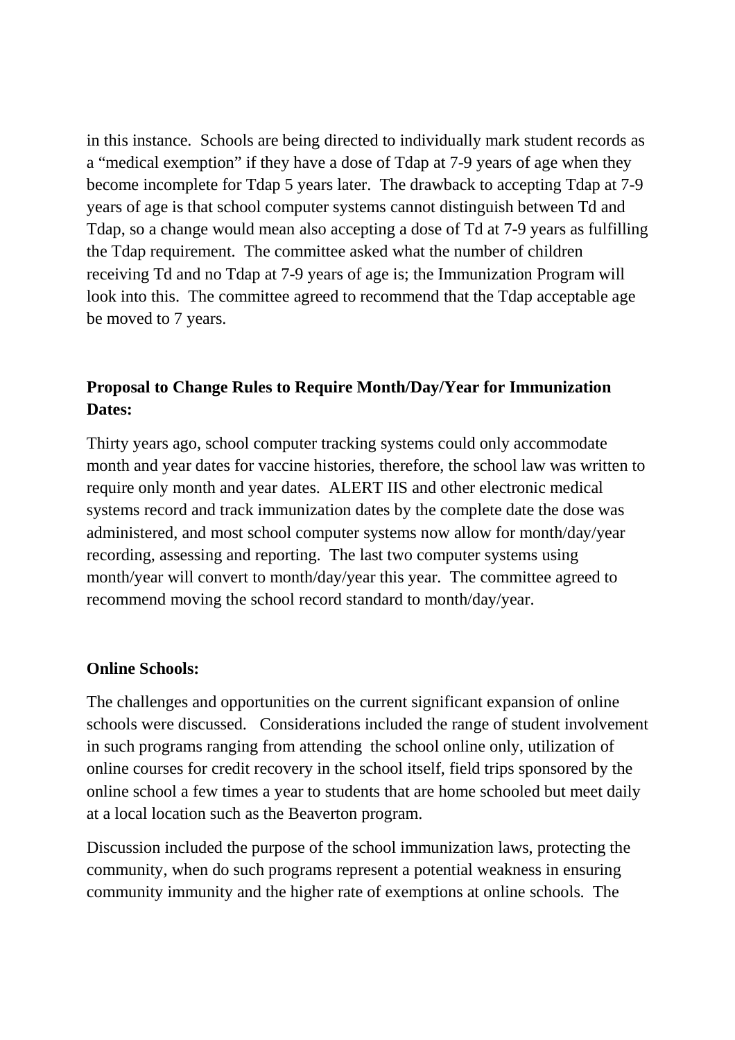in this instance. Schools are being directed to individually mark student records as a "medical exemption" if they have a dose of Tdap at 7-9 years of age when they become incomplete for Tdap 5 years later. The drawback to accepting Tdap at 7-9 years of age is that school computer systems cannot distinguish between Td and Tdap, so a change would mean also accepting a dose of Td at 7-9 years as fulfilling the Tdap requirement. The committee asked what the number of children receiving Td and no Tdap at 7-9 years of age is; the Immunization Program will look into this. The committee agreed to recommend that the Tdap acceptable age be moved to 7 years.

**Proposal to Change Rules to Require Month/Day/Year for Immunization Dates:**

Thirty years ago, school computer tracking systems could only accommodate month and year dates for vaccine histories, therefore, the school law was written to require only month and year dates. ALERT IIS and other electronic medical systems record and track immunization dates by the complete date the dose was administered, and most school computer systems now allow for month/day/year recording, assessing and reporting. The last two computer systems using month/year will convert to month/day/year this year. The committee agreed to recommend moving the school record standard to month/day/year.

**Online Schools:**

The challenges and opportunities on the current significant expansion of online schools were discussed. Considerations included the range of student involvement in such programs ranging from attending the school online only, utilization of online courses for credit recovery in the school itself, field trips sponsored by the online school a few times a year to students that are home schooled but meet daily at a local location such as the Beaverton program.

Discussion included the purpose of the school immunization laws, protecting the community, when do such programs represent a potential weakness in ensuring community immunity and the higher rate of exemptions at online schools. The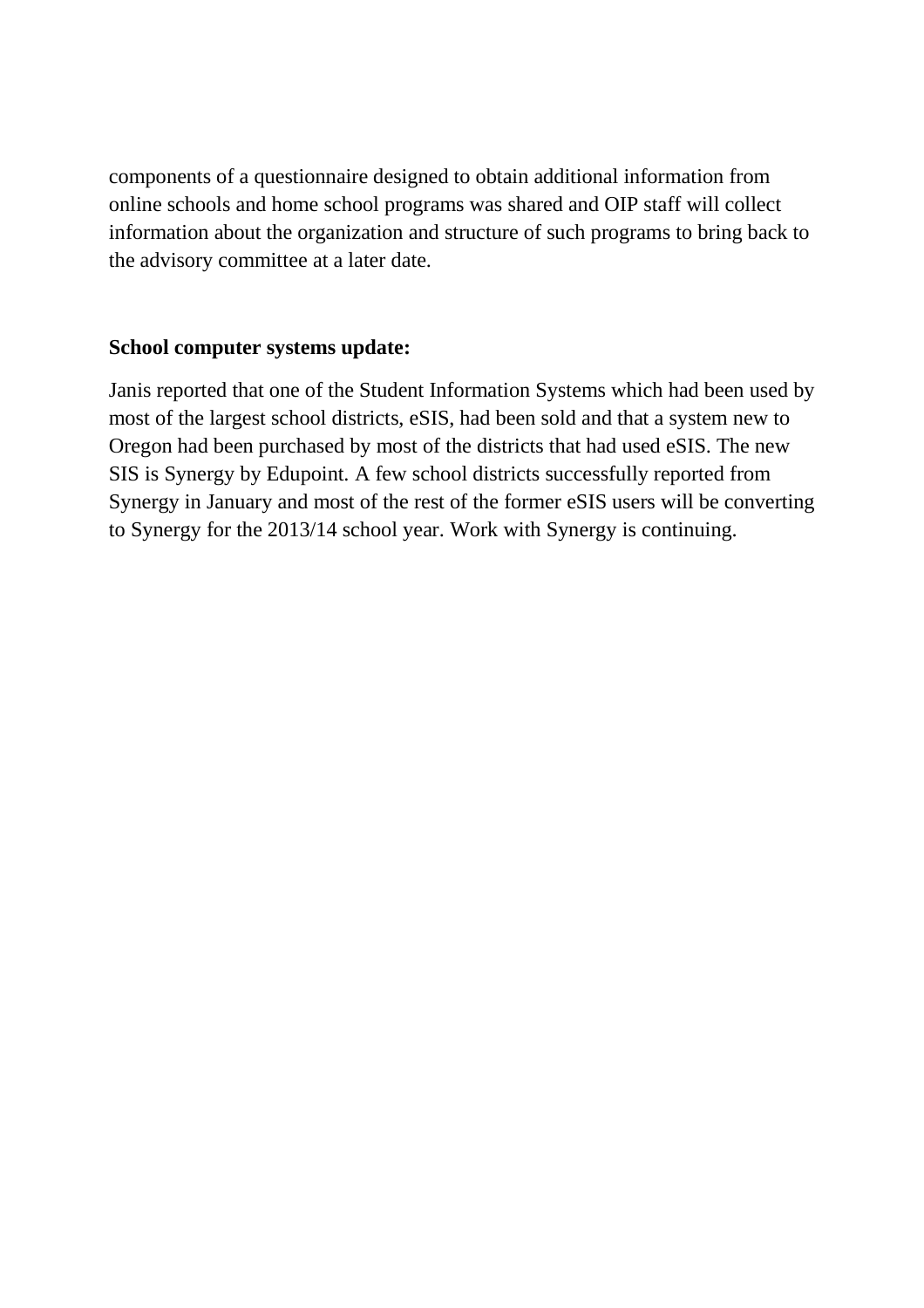components of a questionnaire designed to obtain additional information from online schools and home school programs was shared and OIP staff will collect information about the organization and structure of such programs to bring back to the advisory committee at a later date.

**School computer systems update:**

Janis reported that one of the Student Information Systems which had been used by most of the largest school districts, eSIS, had been sold and that a system new to Oregon had been purchased by most of the districts that had used eSIS. The new SIS is Synergy by Edupoint. A few school districts successfully reported from Synergy in January and most of the rest of the former eSIS users will be converting to Synergy for the 2013/14 school year. Work with Synergy is continuing.